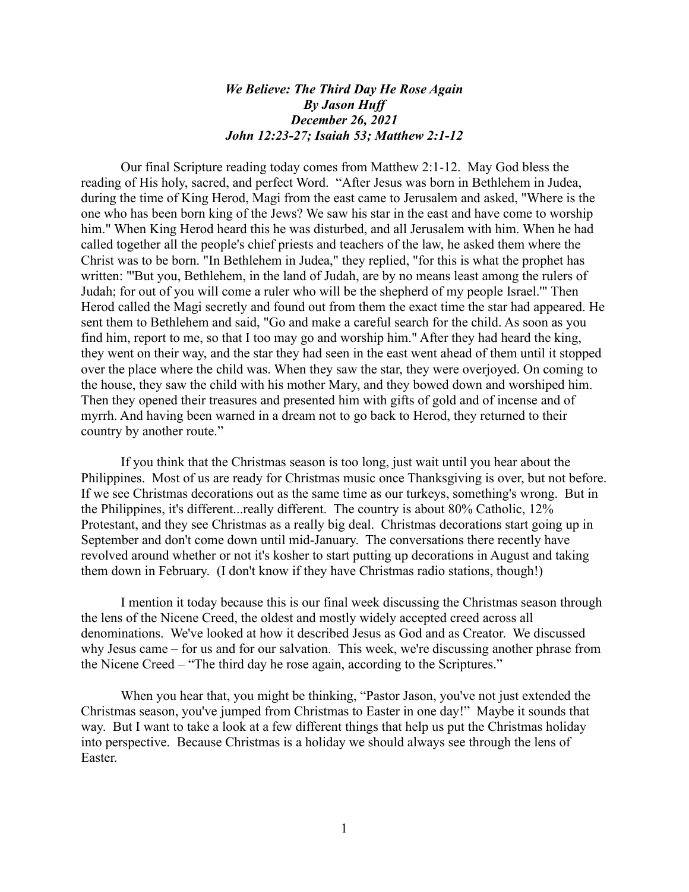***We Believe: The Third Day He Rose Again***
***By Jason Huff***
***December 26, 2021***
***John 12:23-27; Isaiah 53; Matthew 2:1-12***

Our final Scripture reading today comes from Matthew 2:1-12. May God bless the reading of His holy, sacred, and perfect Word. "After Jesus was born in Bethlehem in Judea, during the time of King Herod, Magi from the east came to Jerusalem and asked, "Where is the one who has been born king of the Jews? We saw his star in the east and have come to worship him." When King Herod heard this he was disturbed, and all Jerusalem with him. When he had called together all the people's chief priests and teachers of the law, he asked them where the Christ was to be born. "In Bethlehem in Judea," they replied, "for this is what the prophet has written: "'But you, Bethlehem, in the land of Judah, are by no means least among the rulers of Judah; for out of you will come a ruler who will be the shepherd of my people Israel.'" Then Herod called the Magi secretly and found out from them the exact time the star had appeared. He sent them to Bethlehem and said, "Go and make a careful search for the child. As soon as you find him, report to me, so that I too may go and worship him." After they had heard the king, they went on their way, and the star they had seen in the east went ahead of them until it stopped over the place where the child was. When they saw the star, they were overjoyed. On coming to the house, they saw the child with his mother Mary, and they bowed down and worshiped him. Then they opened their treasures and presented him with gifts of gold and of incense and of myrrh. And having been warned in a dream not to go back to Herod, they returned to their country by another route."

If you think that the Christmas season is too long, just wait until you hear about the Philippines. Most of us are ready for Christmas music once Thanksgiving is over, but not before. If we see Christmas decorations out as the same time as our turkeys, something's wrong. But in the Philippines, it's different...really different. The country is about 80% Catholic, 12% Protestant, and they see Christmas as a really big deal. Christmas decorations start going up in September and don't come down until mid-January. The conversations there recently have revolved around whether or not it's kosher to start putting up decorations in August and taking them down in February. (I don't know if they have Christmas radio stations, though!)

I mention it today because this is our final week discussing the Christmas season through the lens of the Nicene Creed, the oldest and mostly widely accepted creed across all denominations. We've looked at how it described Jesus as God and as Creator. We discussed why Jesus came – for us and for our salvation. This week, we're discussing another phrase from the Nicene Creed – "The third day he rose again, according to the Scriptures."

When you hear that, you might be thinking, "Pastor Jason, you've not just extended the Christmas season, you've jumped from Christmas to Easter in one day!" Maybe it sounds that way. But I want to take a look at a few different things that help us put the Christmas holiday into perspective. Because Christmas is a holiday we should always see through the lens of Easter.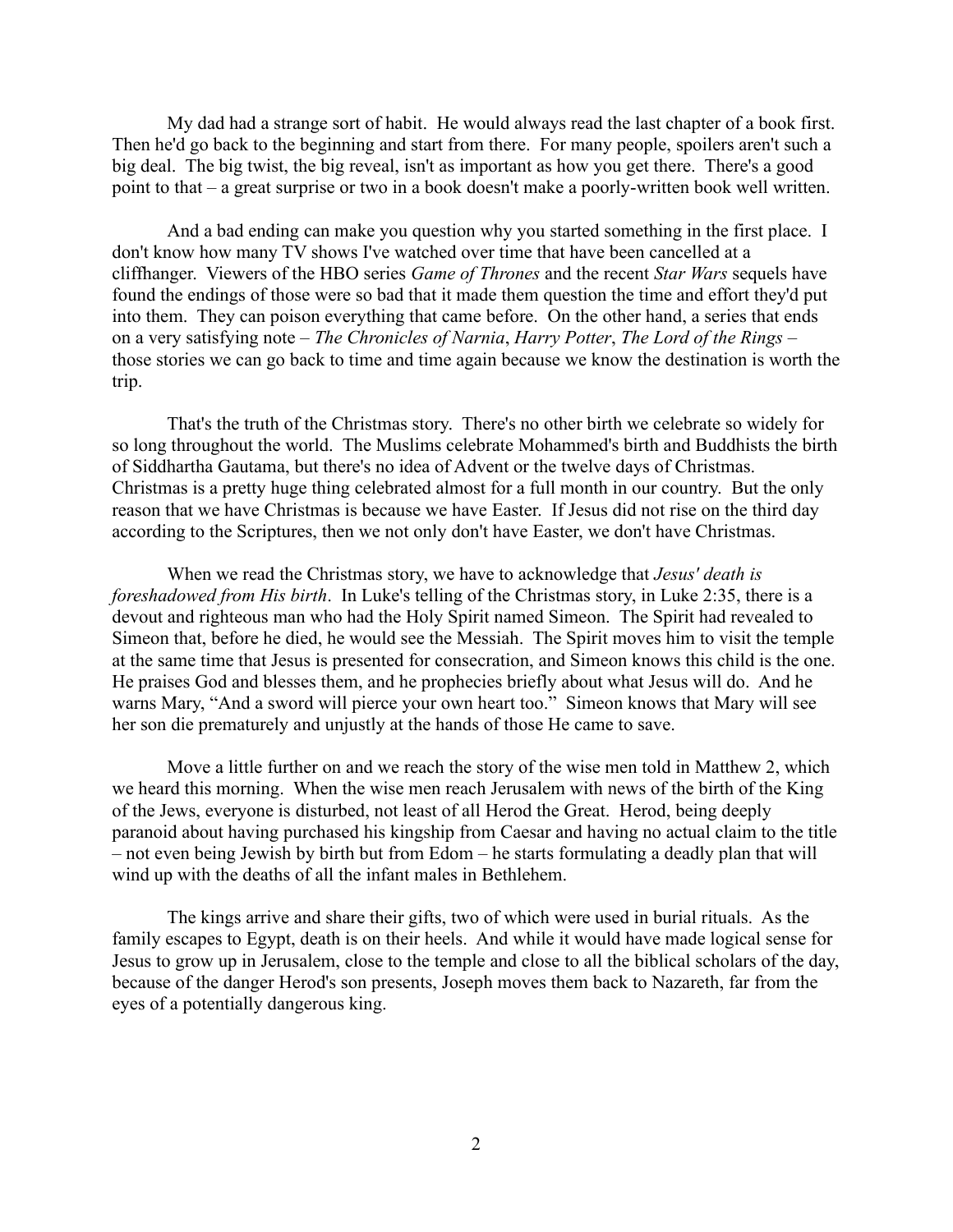My dad had a strange sort of habit. He would always read the last chapter of a book first. Then he'd go back to the beginning and start from there. For many people, spoilers aren't such a big deal. The big twist, the big reveal, isn't as important as how you get there. There's a good point to that – a great surprise or two in a book doesn't make a poorly-written book well written.

And a bad ending can make you question why you started something in the first place. I don't know how many TV shows I've watched over time that have been cancelled at a cliffhanger. Viewers of the HBO series *Game of Thrones* and the recent *Star Wars* sequels have found the endings of those were so bad that it made them question the time and effort they'd put into them. They can poison everything that came before. On the other hand, a series that ends on a very satisfying note – *The Chronicles of Narnia*, *Harry Potter*, *The Lord of the Rings* – those stories we can go back to time and time again because we know the destination is worth the trip.

That's the truth of the Christmas story. There's no other birth we celebrate so widely for so long throughout the world. The Muslims celebrate Mohammed's birth and Buddhists the birth of Siddhartha Gautama, but there's no idea of Advent or the twelve days of Christmas. Christmas is a pretty huge thing celebrated almost for a full month in our country. But the only reason that we have Christmas is because we have Easter. If Jesus did not rise on the third day according to the Scriptures, then we not only don't have Easter, we don't have Christmas.

When we read the Christmas story, we have to acknowledge that *Jesus' death is foreshadowed from His birth*. In Luke's telling of the Christmas story, in Luke 2:35, there is a devout and righteous man who had the Holy Spirit named Simeon. The Spirit had revealed to Simeon that, before he died, he would see the Messiah. The Spirit moves him to visit the temple at the same time that Jesus is presented for consecration, and Simeon knows this child is the one. He praises God and blesses them, and he prophecies briefly about what Jesus will do. And he warns Mary, "And a sword will pierce your own heart too." Simeon knows that Mary will see her son die prematurely and unjustly at the hands of those He came to save.

Move a little further on and we reach the story of the wise men told in Matthew 2, which we heard this morning. When the wise men reach Jerusalem with news of the birth of the King of the Jews, everyone is disturbed, not least of all Herod the Great. Herod, being deeply paranoid about having purchased his kingship from Caesar and having no actual claim to the title – not even being Jewish by birth but from Edom – he starts formulating a deadly plan that will wind up with the deaths of all the infant males in Bethlehem.

The kings arrive and share their gifts, two of which were used in burial rituals. As the family escapes to Egypt, death is on their heels. And while it would have made logical sense for Jesus to grow up in Jerusalem, close to the temple and close to all the biblical scholars of the day, because of the danger Herod's son presents, Joseph moves them back to Nazareth, far from the eyes of a potentially dangerous king.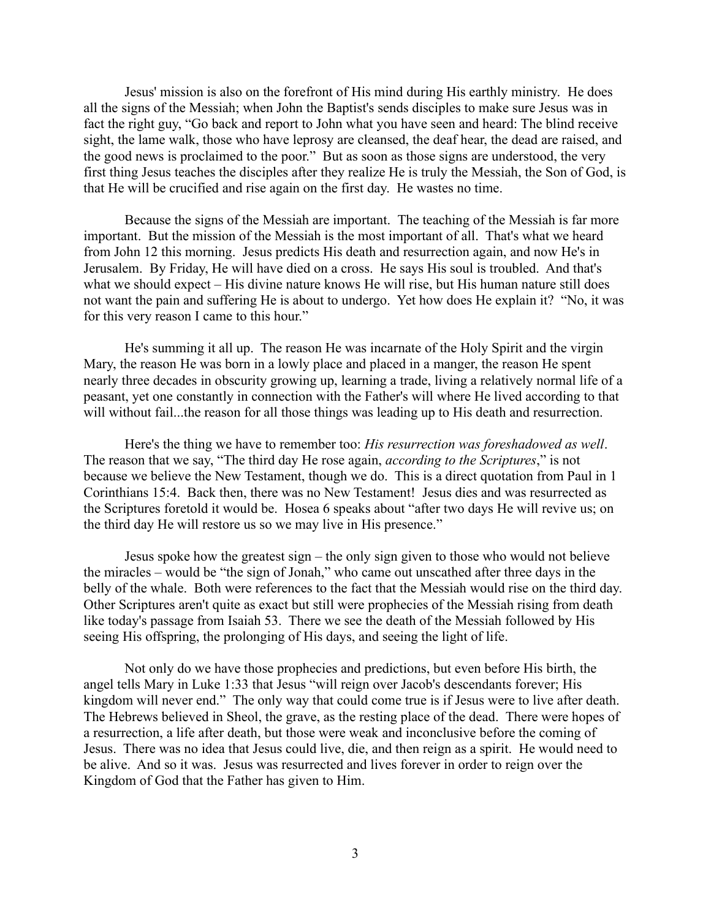Jesus' mission is also on the forefront of His mind during His earthly ministry. He does all the signs of the Messiah; when John the Baptist's sends disciples to make sure Jesus was in fact the right guy, "Go back and report to John what you have seen and heard: The blind receive sight, the lame walk, those who have leprosy are cleansed, the deaf hear, the dead are raised, and the good news is proclaimed to the poor." But as soon as those signs are understood, the very first thing Jesus teaches the disciples after they realize He is truly the Messiah, the Son of God, is that He will be crucified and rise again on the first day. He wastes no time.

Because the signs of the Messiah are important. The teaching of the Messiah is far more important. But the mission of the Messiah is the most important of all. That's what we heard from John 12 this morning. Jesus predicts His death and resurrection again, and now He's in Jerusalem. By Friday, He will have died on a cross. He says His soul is troubled. And that's what we should expect – His divine nature knows He will rise, but His human nature still does not want the pain and suffering He is about to undergo. Yet how does He explain it? "No, it was for this very reason I came to this hour."

He's summing it all up. The reason He was incarnate of the Holy Spirit and the virgin Mary, the reason He was born in a lowly place and placed in a manger, the reason He spent nearly three decades in obscurity growing up, learning a trade, living a relatively normal life of a peasant, yet one constantly in connection with the Father's will where He lived according to that will without fail...the reason for all those things was leading up to His death and resurrection.

Here's the thing we have to remember too: *His resurrection was foreshadowed as well*. The reason that we say, "The third day He rose again, *according to the Scriptures*," is not because we believe the New Testament, though we do. This is a direct quotation from Paul in 1 Corinthians 15:4. Back then, there was no New Testament! Jesus dies and was resurrected as the Scriptures foretold it would be. Hosea 6 speaks about "after two days He will revive us; on the third day He will restore us so we may live in His presence."

Jesus spoke how the greatest sign – the only sign given to those who would not believe the miracles – would be "the sign of Jonah," who came out unscathed after three days in the belly of the whale. Both were references to the fact that the Messiah would rise on the third day. Other Scriptures aren't quite as exact but still were prophecies of the Messiah rising from death like today's passage from Isaiah 53. There we see the death of the Messiah followed by His seeing His offspring, the prolonging of His days, and seeing the light of life.

Not only do we have those prophecies and predictions, but even before His birth, the angel tells Mary in Luke 1:33 that Jesus "will reign over Jacob's descendants forever; His kingdom will never end." The only way that could come true is if Jesus were to live after death. The Hebrews believed in Sheol, the grave, as the resting place of the dead. There were hopes of a resurrection, a life after death, but those were weak and inconclusive before the coming of Jesus. There was no idea that Jesus could live, die, and then reign as a spirit. He would need to be alive. And so it was. Jesus was resurrected and lives forever in order to reign over the Kingdom of God that the Father has given to Him.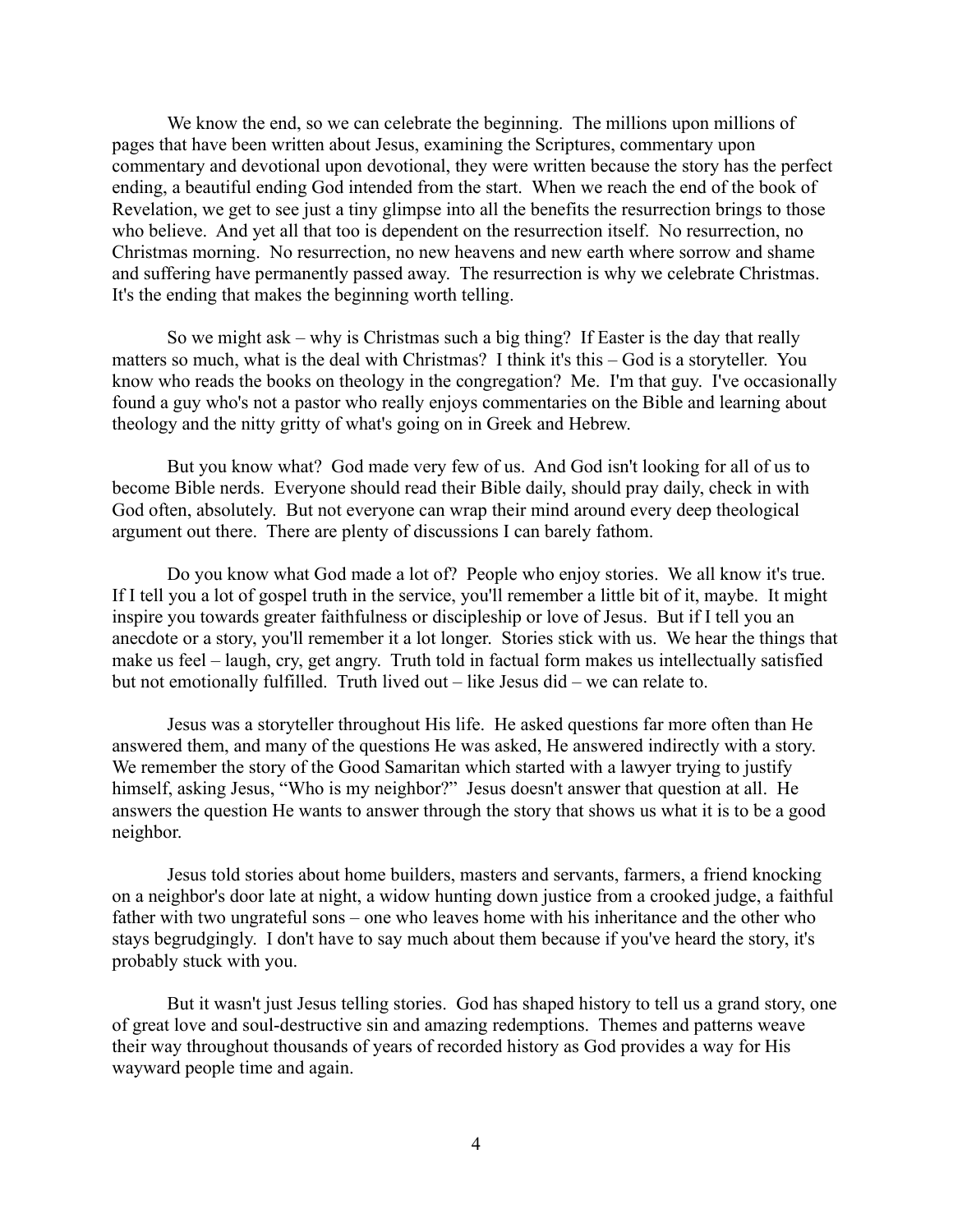We know the end, so we can celebrate the beginning. The millions upon millions of pages that have been written about Jesus, examining the Scriptures, commentary upon commentary and devotional upon devotional, they were written because the story has the perfect ending, a beautiful ending God intended from the start. When we reach the end of the book of Revelation, we get to see just a tiny glimpse into all the benefits the resurrection brings to those who believe. And yet all that too is dependent on the resurrection itself. No resurrection, no Christmas morning. No resurrection, no new heavens and new earth where sorrow and shame and suffering have permanently passed away. The resurrection is why we celebrate Christmas. It's the ending that makes the beginning worth telling.

So we might ask – why is Christmas such a big thing? If Easter is the day that really matters so much, what is the deal with Christmas? I think it's this – God is a storyteller. You know who reads the books on theology in the congregation? Me. I'm that guy. I've occasionally found a guy who's not a pastor who really enjoys commentaries on the Bible and learning about theology and the nitty gritty of what's going on in Greek and Hebrew.

But you know what? God made very few of us. And God isn't looking for all of us to become Bible nerds. Everyone should read their Bible daily, should pray daily, check in with God often, absolutely. But not everyone can wrap their mind around every deep theological argument out there. There are plenty of discussions I can barely fathom.

Do you know what God made a lot of? People who enjoy stories. We all know it's true. If I tell you a lot of gospel truth in the service, you'll remember a little bit of it, maybe. It might inspire you towards greater faithfulness or discipleship or love of Jesus. But if I tell you an anecdote or a story, you'll remember it a lot longer. Stories stick with us. We hear the things that make us feel – laugh, cry, get angry. Truth told in factual form makes us intellectually satisfied but not emotionally fulfilled. Truth lived out – like Jesus did – we can relate to.

Jesus was a storyteller throughout His life. He asked questions far more often than He answered them, and many of the questions He was asked, He answered indirectly with a story. We remember the story of the Good Samaritan which started with a lawyer trying to justify himself, asking Jesus, "Who is my neighbor?" Jesus doesn't answer that question at all. He answers the question He wants to answer through the story that shows us what it is to be a good neighbor.

Jesus told stories about home builders, masters and servants, farmers, a friend knocking on a neighbor's door late at night, a widow hunting down justice from a crooked judge, a faithful father with two ungrateful sons – one who leaves home with his inheritance and the other who stays begrudgingly. I don't have to say much about them because if you've heard the story, it's probably stuck with you.

But it wasn't just Jesus telling stories. God has shaped history to tell us a grand story, one of great love and soul-destructive sin and amazing redemptions. Themes and patterns weave their way throughout thousands of years of recorded history as God provides a way for His wayward people time and again.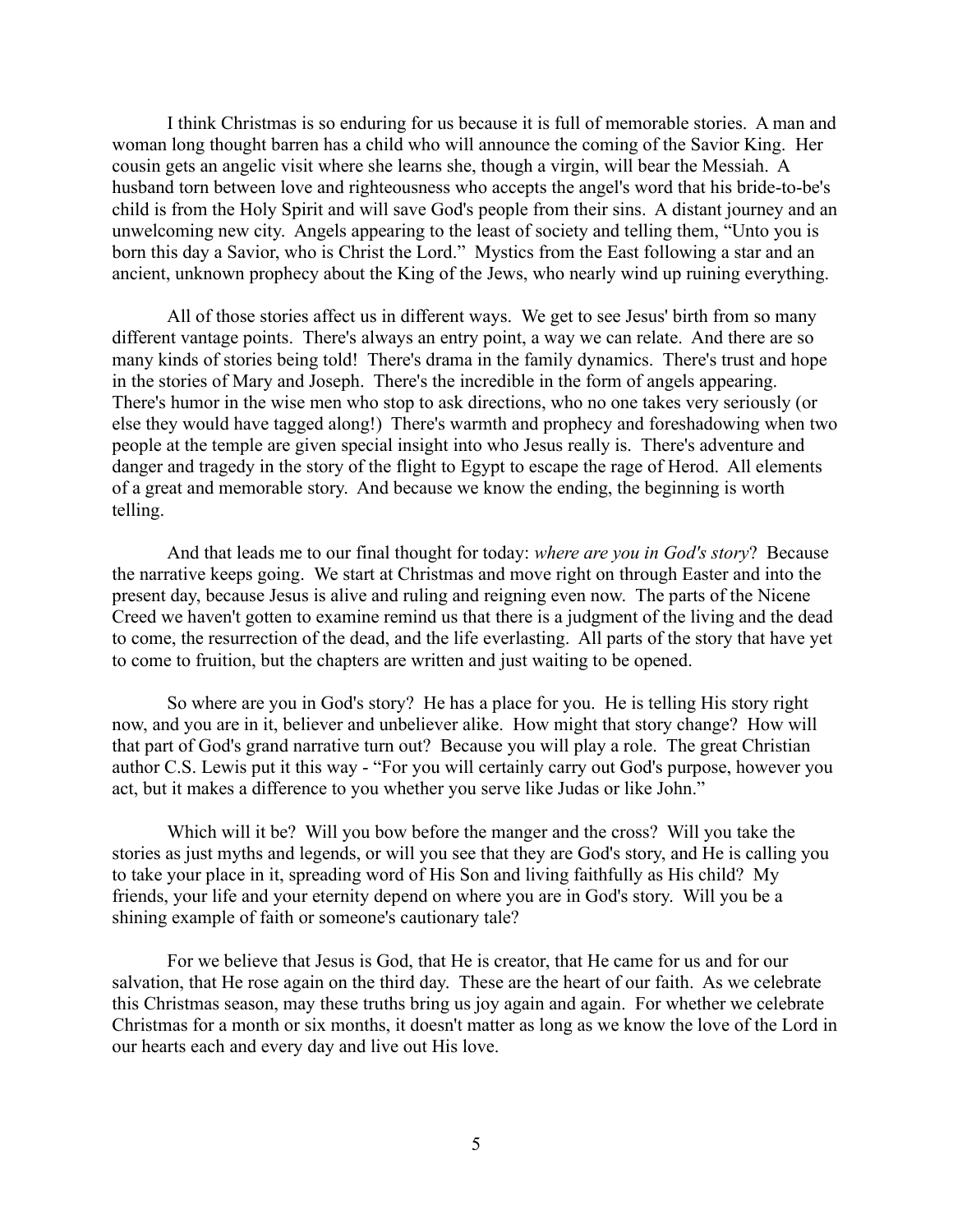I think Christmas is so enduring for us because it is full of memorable stories. A man and woman long thought barren has a child who will announce the coming of the Savior King. Her cousin gets an angelic visit where she learns she, though a virgin, will bear the Messiah. A husband torn between love and righteousness who accepts the angel's word that his bride-to-be's child is from the Holy Spirit and will save God's people from their sins. A distant journey and an unwelcoming new city. Angels appearing to the least of society and telling them, "Unto you is born this day a Savior, who is Christ the Lord." Mystics from the East following a star and an ancient, unknown prophecy about the King of the Jews, who nearly wind up ruining everything.

All of those stories affect us in different ways. We get to see Jesus' birth from so many different vantage points. There's always an entry point, a way we can relate. And there are so many kinds of stories being told! There's drama in the family dynamics. There's trust and hope in the stories of Mary and Joseph. There's the incredible in the form of angels appearing. There's humor in the wise men who stop to ask directions, who no one takes very seriously (or else they would have tagged along!) There's warmth and prophecy and foreshadowing when two people at the temple are given special insight into who Jesus really is. There's adventure and danger and tragedy in the story of the flight to Egypt to escape the rage of Herod. All elements of a great and memorable story. And because we know the ending, the beginning is worth telling.

And that leads me to our final thought for today: *where are you in God's story*? Because the narrative keeps going. We start at Christmas and move right on through Easter and into the present day, because Jesus is alive and ruling and reigning even now. The parts of the Nicene Creed we haven't gotten to examine remind us that there is a judgment of the living and the dead to come, the resurrection of the dead, and the life everlasting. All parts of the story that have yet to come to fruition, but the chapters are written and just waiting to be opened.

So where are you in God's story? He has a place for you. He is telling His story right now, and you are in it, believer and unbeliever alike. How might that story change? How will that part of God's grand narrative turn out? Because you will play a role. The great Christian author C.S. Lewis put it this way - "For you will certainly carry out God's purpose, however you act, but it makes a difference to you whether you serve like Judas or like John."

Which will it be? Will you bow before the manger and the cross? Will you take the stories as just myths and legends, or will you see that they are God's story, and He is calling you to take your place in it, spreading word of His Son and living faithfully as His child? My friends, your life and your eternity depend on where you are in God's story. Will you be a shining example of faith or someone's cautionary tale?

For we believe that Jesus is God, that He is creator, that He came for us and for our salvation, that He rose again on the third day. These are the heart of our faith. As we celebrate this Christmas season, may these truths bring us joy again and again. For whether we celebrate Christmas for a month or six months, it doesn't matter as long as we know the love of the Lord in our hearts each and every day and live out His love.